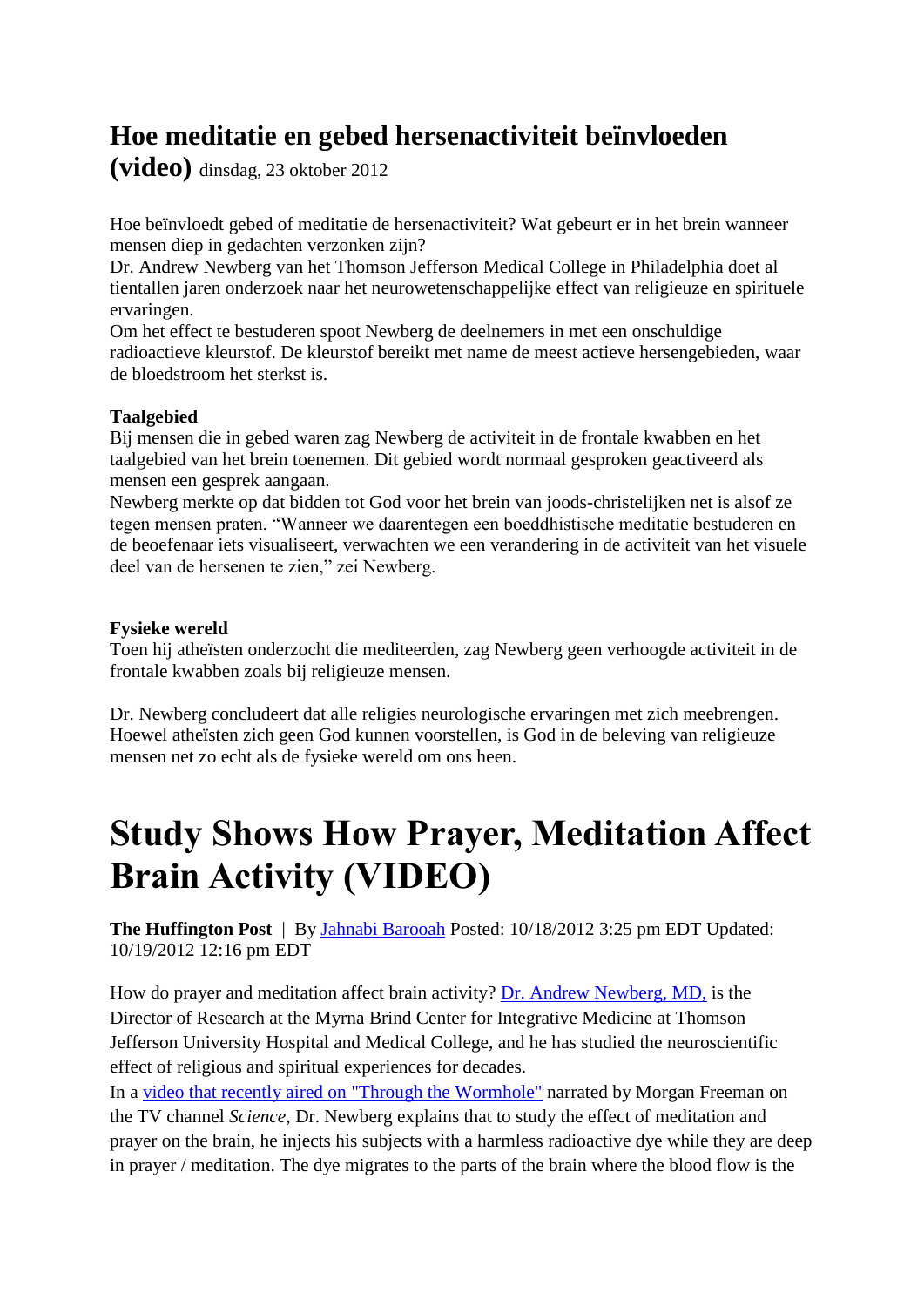# Hoe meditatie en gebed hersenactiviteit beïnvloeden (video) dinsdag, 23 oktober 2012

Hoe beïnvloedt gebed of meditatie de hersenactiviteit? Wat gebeurt er in het brein wanneer mensen diep in gedachten verzonken zijn?
Dr. Andrew Newberg van het Thomson Jefferson Medical College in Philadelphia doet al tientallen jaren onderzoek naar het neurowetenschappelijke effect van religieuze en spirituele ervaringen.
Om het effect te bestuderen spoot Newberg de deelnemers in met een onschuldige radioactieve kleurstof. De kleurstof bereikt met name de meest actieve hersengebieden, waar de bloedstroom het sterkst is.

**Taalgebied**
Bij mensen die in gebed waren zag Newberg de activiteit in de frontale kwabben en het taalgebied van het brein toenemen. Dit gebied wordt normaal gesproken geactiveerd als mensen een gesprek aangaan.
Newberg merkte op dat bidden tot God voor het brein van joods-christelijken net is alsof ze tegen mensen praten. "Wanneer we daarentegen een boeddhistische meditatie bestuderen en de beoefenaar iets visualiseert, verwachten we een verandering in de activiteit van het visuele deel van de hersenen te zien," zei Newberg.

**Fysieke wereld**
Toen hij atheïsten onderzocht die mediteerden, zag Newberg geen verhoogde activiteit in de frontale kwabben zoals bij religieuze mensen.

Dr. Newberg concludeert dat alle religies neurologische ervaringen met zich meebrengen. Hoewel atheïsten zich geen God kunnen voorstellen, is God in de beleving van religieuze mensen net zo echt als de fysieke wereld om ons heen.

# Study Shows How Prayer, Meditation Affect Brain Activity (VIDEO)

**The Huffington Post** | By Jahnabi Barooah Posted: 10/18/2012 3:25 pm EDT Updated: 10/19/2012 12:16 pm EDT

How do prayer and meditation affect brain activity? Dr. Andrew Newberg, MD, is the Director of Research at the Myrna Brind Center for Integrative Medicine at Thomson Jefferson University Hospital and Medical College, and he has studied the neuroscientific effect of religious and spiritual experiences for decades.
In a video that recently aired on "Through the Wormhole" narrated by Morgan Freeman on the TV channel *Science*, Dr. Newberg explains that to study the effect of meditation and prayer on the brain, he injects his subjects with a harmless radioactive dye while they are deep in prayer / meditation. The dye migrates to the parts of the brain where the blood flow is the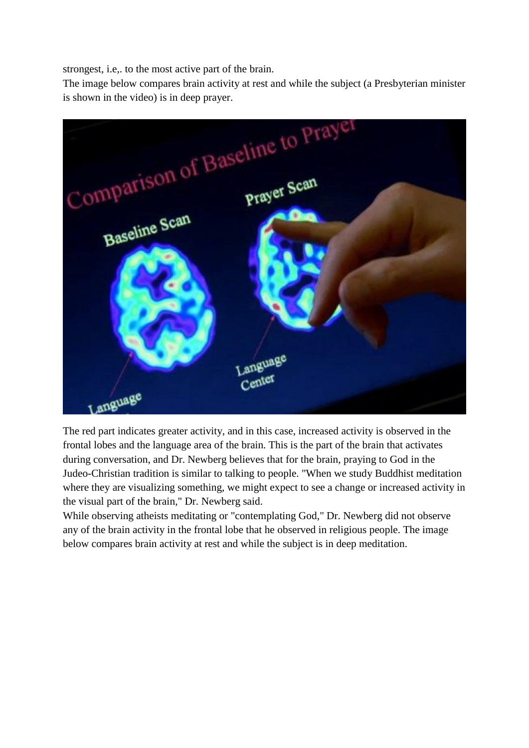strongest, i.e,. to the most active part of the brain.
The image below compares brain activity at rest and while the subject (a Presbyterian minister is shown in the video) is in deep prayer.

Comparison of Baseline to Prayer

Baseline Scan

Prayer Scan

Language

Language Center

The red part indicates greater activity, and in this case, increased activity is observed in the frontal lobes and the language area of the brain. This is the part of the brain that activates during conversation, and Dr. Newberg believes that for the brain, praying to God in the Judeo-Christian tradition is similar to talking to people. "When we study Buddhist meditation where they are visualizing something, we might expect to see a change or increased activity in the visual part of the brain," Dr. Newberg said.
While observing atheists meditating or "contemplating God," Dr. Newberg did not observe any of the brain activity in the frontal lobe that he observed in religious people. The image below compares brain activity at rest and while the subject is in deep meditation.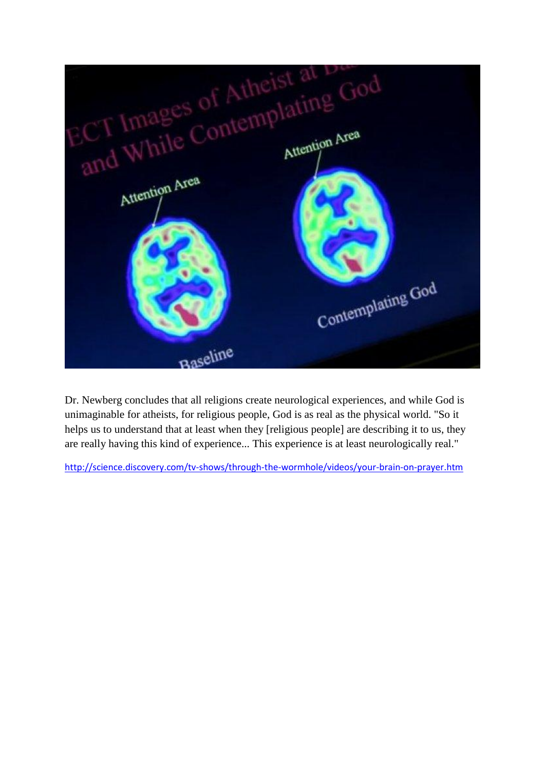Dr. Newberg concludes that all religions create neurological experiences, and while God is unimaginable for atheists, for religious people, God is as real as the physical world. "So it helps us to understand that at least when they [religious people] are describing it to us, they are really having this kind of experience... This experience is at least neurologically real."

http://science.discovery.com/tv-shows/through-the-wormhole/videos/your-brain-on-prayer.htm